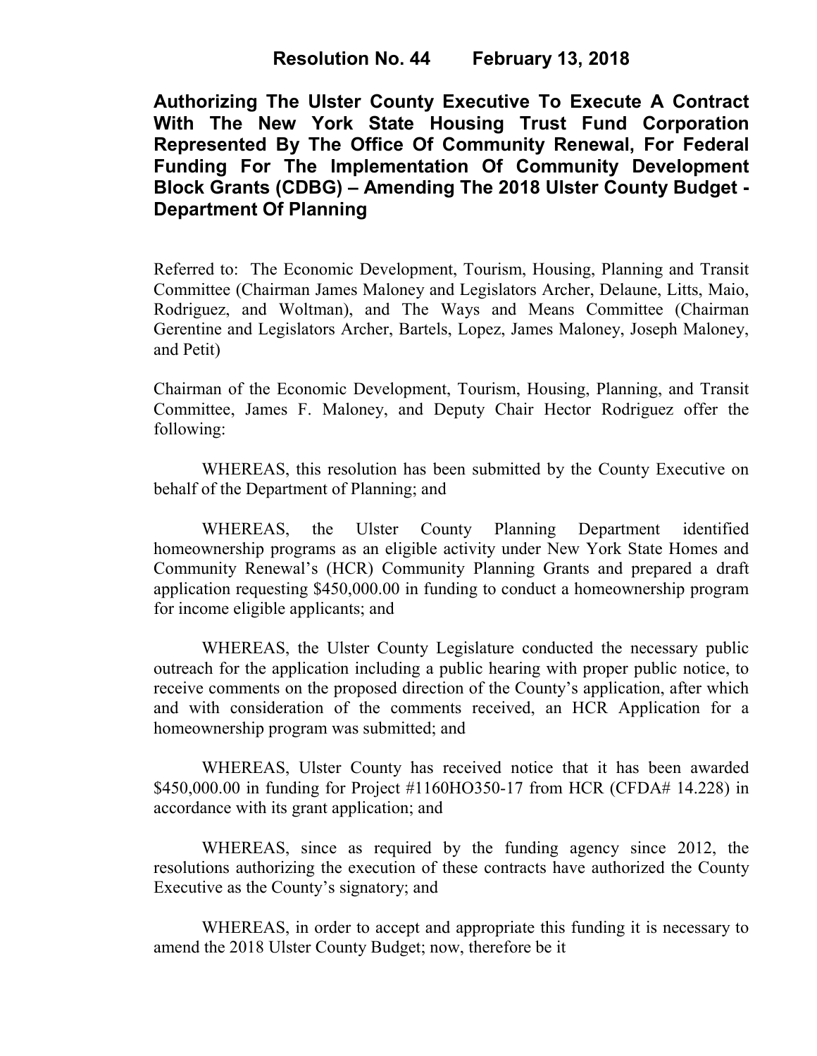# Resolution No. 44 February 13, 2018

## Authorizing The Ulster County Executive To Execute A Contract With The New York State Housing Trust Fund Corporation Represented By The Office Of Community Renewal, For Federal Funding For The Implementation Of Community Development Block Grants (CDBG) – Amending The 2018 Ulster County Budget - Department Of Planning

Referred to: The Economic Development, Tourism, Housing, Planning and Transit Committee (Chairman James Maloney and Legislators Archer, Delaune, Litts, Maio, Rodriguez, and Woltman), and The Ways and Means Committee (Chairman Gerentine and Legislators Archer, Bartels, Lopez, James Maloney, Joseph Maloney, and Petit)

Chairman of the Economic Development, Tourism, Housing, Planning, and Transit Committee, James F. Maloney, and Deputy Chair Hector Rodriguez offer the following:

WHEREAS, this resolution has been submitted by the County Executive on behalf of the Department of Planning; and

WHEREAS, the Ulster County Planning Department identified homeownership programs as an eligible activity under New York State Homes and Community Renewal's (HCR) Community Planning Grants and prepared a draft application requesting $450,000.00 in funding to conduct a homeownership program for income eligible applicants; and

WHEREAS, the Ulster County Legislature conducted the necessary public outreach for the application including a public hearing with proper public notice, to receive comments on the proposed direction of the County's application, after which and with consideration of the comments received, an HCR Application for a homeownership program was submitted; and

WHEREAS, Ulster County has received notice that it has been awarded $450,000.00 in funding for Project #1160HO350-17 from HCR (CFDA# 14.228) in accordance with its grant application; and

WHEREAS, since as required by the funding agency since 2012, the resolutions authorizing the execution of these contracts have authorized the County Executive as the County's signatory; and

WHEREAS, in order to accept and appropriate this funding it is necessary to amend the 2018 Ulster County Budget; now, therefore be it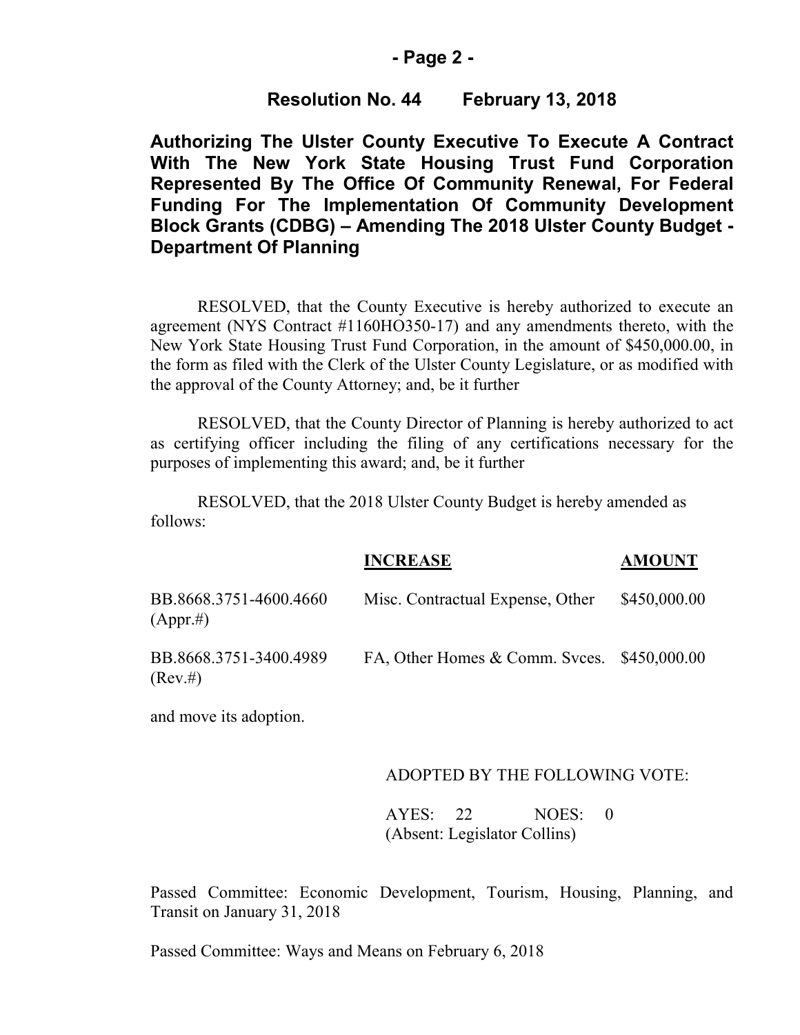**Resolution No. 44 February 13, 2018**

**Authorizing The Ulster County Executive To Execute A Contract With The New York State Housing Trust Fund Corporation Represented By The Office Of Community Renewal, For Federal Funding For The Implementation Of Community Development Block Grants (CDBG) – Amending The 2018 Ulster County Budget - Department Of Planning**

RESOLVED, that the County Executive is hereby authorized to execute an agreement (NYS Contract #1160HO350-17) and any amendments thereto, with the New York State Housing Trust Fund Corporation, in the amount of $450,000.00, in the form as filed with the Clerk of the Ulster County Legislature, or as modified with the approval of the County Attorney; and, be it further

RESOLVED, that the County Director of Planning is hereby authorized to act as certifying officer including the filing of any certifications necessary for the purposes of implementing this award; and, be it further

RESOLVED, that the 2018 Ulster County Budget is hereby amended as follows:

| | INCREASE | AMOUNT |
|---|---|---|
| BB.8668.3751-4600.4660 (Appr.#) | Misc. Contractual Expense, Other | $450,000.00 |
| BB.8668.3751-3400.4989 (Rev.#) | FA, Other Homes & Comm. Svces. | $450,000.00 |

and move its adoption.

ADOPTED BY THE FOLLOWING VOTE:

AYES: 22 NOES: 0
(Absent: Legislator Collins)

Passed Committee: Economic Development, Tourism, Housing, Planning, and Transit on January 31, 2018

Passed Committee: Ways and Means on February 6, 2018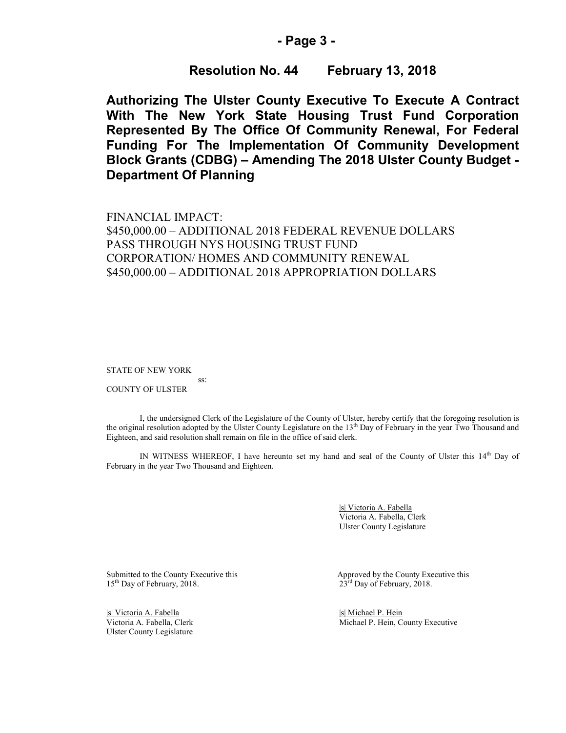## Resolution No. 44 February 13, 2018

**Authorizing The Ulster County Executive To Execute A Contract With The New York State Housing Trust Fund Corporation Represented By The Office Of Community Renewal, For Federal Funding For The Implementation Of Community Development Block Grants (CDBG) – Amending The 2018 Ulster County Budget - Department Of Planning**

FINANCIAL IMPACT:
$450,000.00 – ADDITIONAL 2018 FEDERAL REVENUE DOLLARS
PASS THROUGH NYS HOUSING TRUST FUND
CORPORATION/ HOMES AND COMMUNITY RENEWAL
$450,000.00 – ADDITIONAL 2018 APPROPRIATION DOLLARS

STATE OF NEW YORK
ss:
COUNTY OF ULSTER

I, the undersigned Clerk of the Legislature of the County of Ulster, hereby certify that the foregoing resolution is the original resolution adopted by the Ulster County Legislature on the 13th Day of February in the year Two Thousand and Eighteen, and said resolution shall remain on file in the office of said clerk.

IN WITNESS WHEREOF, I have hereunto set my hand and seal of the County of Ulster this 14th Day of February in the year Two Thousand and Eighteen.

|s| Victoria A. Fabella
Victoria A. Fabella, Clerk
Ulster County Legislature

Submitted to the County Executive this 15th Day of February, 2018.

|s| Victoria A. Fabella
Victoria A. Fabella, Clerk
Ulster County Legislature

Approved by the County Executive this 23rd Day of February, 2018.

|s| Michael P. Hein
Michael P. Hein, County Executive